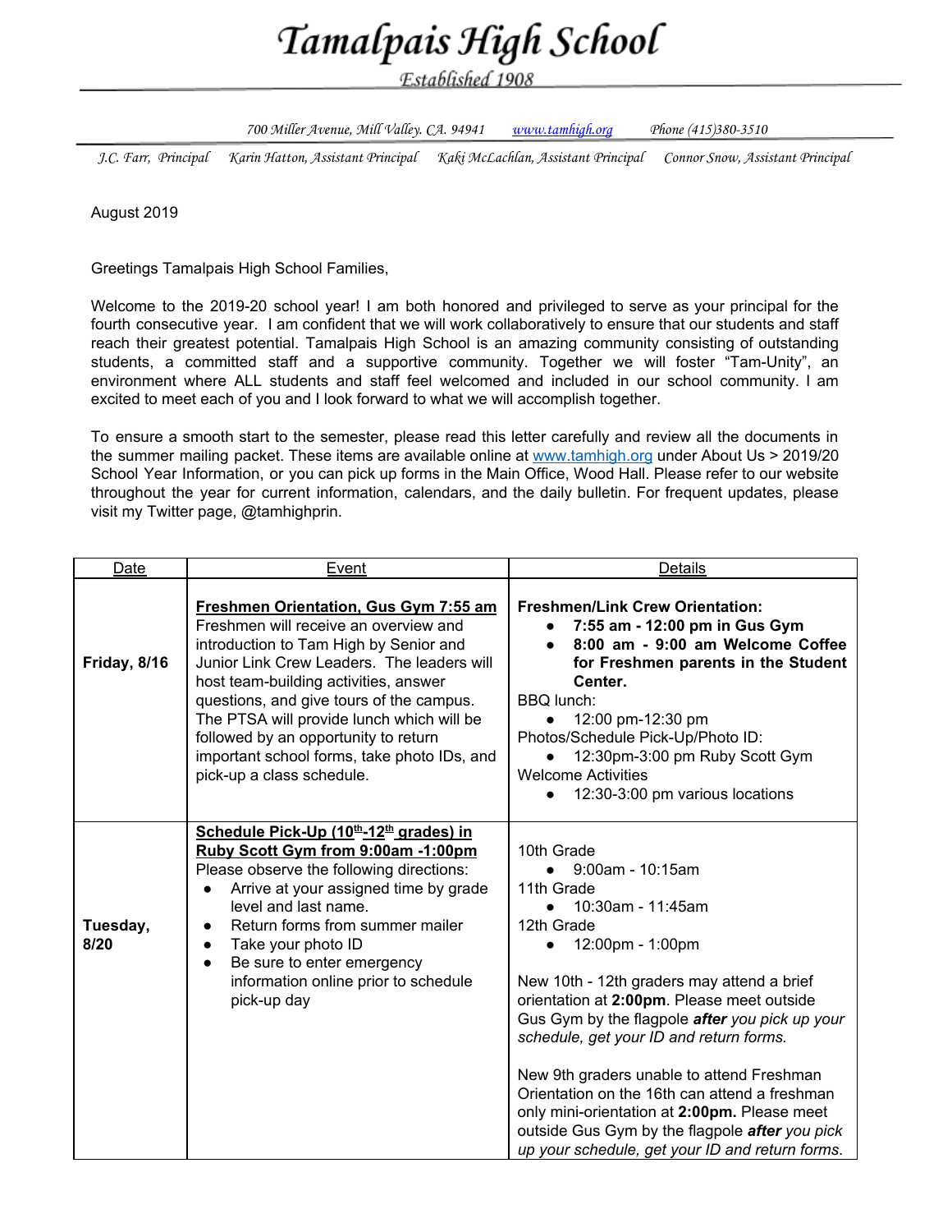# Tamalpais High School

Established 1908

700 Miller Avenue, Mill Valley. CA. 94941 www.tamhigh.org Phone (415)380-3510

J.C. Farr, Principal Karin Hatton, Assistant Principal Kaki McLachlan, Assistant Principal Connor Snow, Assistant Principal

August 2019

Greetings Tamalpais High School Families,

Welcome to the 2019-20 school year! I am both honored and privileged to serve as your principal for the fourth consecutive year. I am confident that we will work collaboratively to ensure that our students and staff reach their greatest potential. Tamalpais High School is an amazing community consisting of outstanding students, a committed staff and a supportive community. Together we will foster "Tam-Unity", an environment where ALL students and staff feel welcomed and included in our school community. I am excited to meet each of you and I look forward to what we will accomplish together.

To ensure a smooth start to the semester, please read this letter carefully and review all the documents in the summer mailing packet. These items are available online at www.tamhigh.org under About Us > 2019/20 School Year Information, or you can pick up forms in the Main Office, Wood Hall. Please refer to our website throughout the year for current information, calendars, and the daily bulletin. For frequent updates, please visit my Twitter page, @tamhighprin.

| Date | Event | Details |
|---|---|---|
| **Friday, 8/16** | **Freshmen Orientation, Gus Gym 7:55 am**<br>Freshmen will receive an overview and introduction to Tam High by Senior and Junior Link Crew Leaders. The leaders will host team-building activities, answer questions, and give tours of the campus. The PTSA will provide lunch which will be followed by an opportunity to return important school forms, take photo IDs, and pick-up a class schedule. | **Freshmen/Link Crew Orientation:**<br>• **7:55 am - 12:00 pm in Gus Gym**<br>• **8:00 am - 9:00 am Welcome Coffee for Freshmen parents in the Student Center.**<br>BBQ lunch:<br>• 12:00 pm-12:30 pm<br>Photos/Schedule Pick-Up/Photo ID:<br>• 12:30pm-3:00 pm Ruby Scott Gym<br>Welcome Activities<br>• 12:30-3:00 pm various locations |
| **Tuesday, 8/20** | **Schedule Pick-Up (10th-12th grades) in Ruby Scott Gym from 9:00am -1:00pm**<br>Please observe the following directions:<br>• Arrive at your assigned time by grade level and last name.<br>• Return forms from summer mailer<br>• Take your photo ID<br>• Be sure to enter emergency information online prior to schedule pick-up day | 10th Grade<br>• 9:00am - 10:15am<br>11th Grade<br>• 10:30am - 11:45am<br>12th Grade<br>• 12:00pm - 1:00pm<br><br>New 10th - 12th graders may attend a brief orientation at **2:00pm**. Please meet outside Gus Gym by the flagpole ***after*** *you pick up your schedule, get your ID and return forms.*<br><br>New 9th graders unable to attend Freshman Orientation on the 16th can attend a freshman only mini-orientation at **2:00pm.** Please meet outside Gus Gym by the flagpole ***after*** *you pick up your schedule, get your ID and return forms.* |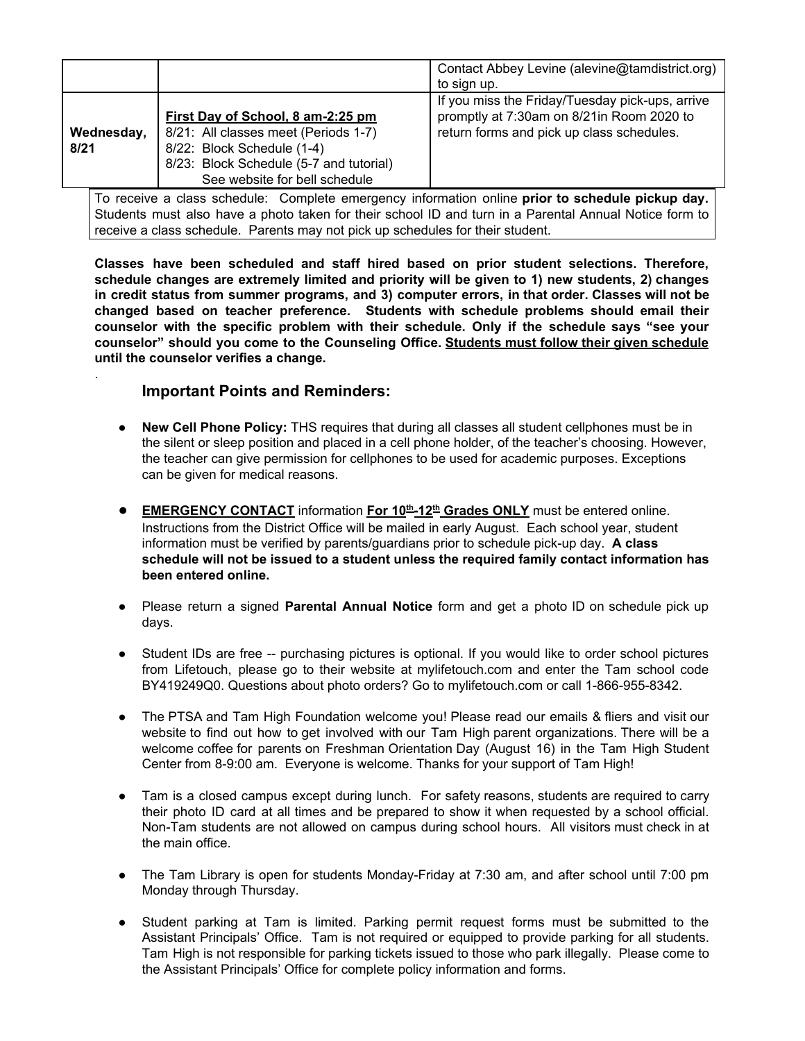| | | |
|---|---|---|
| | | Contact Abbey Levine (alevine@tamdistrict.org) to sign up. |
| **Wednesday, 8/21** | **First Day of School, 8 am-2:25 pm**<br>8/21: All classes meet (Periods 1-7)<br>8/22: Block Schedule (1-4)<br>8/23: Block Schedule (5-7 and tutorial)<br>See website for bell schedule | If you miss the Friday/Tuesday pick-ups, arrive promptly at 7:30am on 8/21in Room 2020 to return forms and pick up class schedules. |

To receive a class schedule: Complete emergency information online **prior to schedule pickup day.** Students must also have a photo taken for their school ID and turn in a Parental Annual Notice form to receive a class schedule. Parents may not pick up schedules for their student.

**Classes have been scheduled and staff hired based on prior student selections. Therefore, schedule changes are extremely limited and priority will be given to 1) new students, 2) changes in credit status from summer programs, and 3) computer errors, in that order. Classes will not be changed based on teacher preference. Students with schedule problems should email their counselor with the specific problem with their schedule. Only if the schedule says "see your counselor" should you come to the Counseling Office. Students must follow their given schedule until the counselor verifies a change.**

.

## Important Points and Reminders:

- **New Cell Phone Policy:** THS requires that during all classes all student cellphones must be in the silent or sleep position and placed in a cell phone holder, of the teacher's choosing. However, the teacher can give permission for cellphones to be used for academic purposes. Exceptions can be given for medical reasons.

- **EMERGENCY CONTACT** information **For 10th-12th Grades ONLY** must be entered online. Instructions from the District Office will be mailed in early August. Each school year, student information must be verified by parents/guardians prior to schedule pick-up day. **A class schedule will not be issued to a student unless the required family contact information has been entered online.**

- Please return a signed **Parental Annual Notice** form and get a photo ID on schedule pick up days.

- Student IDs are free -- purchasing pictures is optional. If you would like to order school pictures from Lifetouch, please go to their website at mylifetouch.com and enter the Tam school code BY419249Q0. Questions about photo orders? Go to mylifetouch.com or call 1-866-955-8342.

- The PTSA and Tam High Foundation welcome you! Please read our emails & fliers and visit our website to find out how to get involved with our Tam High parent organizations. There will be a welcome coffee for parents on Freshman Orientation Day (August 16) in the Tam High Student Center from 8-9:00 am. Everyone is welcome. Thanks for your support of Tam High!

- Tam is a closed campus except during lunch. For safety reasons, students are required to carry their photo ID card at all times and be prepared to show it when requested by a school official. Non-Tam students are not allowed on campus during school hours. All visitors must check in at the main office.

- The Tam Library is open for students Monday-Friday at 7:30 am, and after school until 7:00 pm Monday through Thursday.

- Student parking at Tam is limited. Parking permit request forms must be submitted to the Assistant Principals' Office. Tam is not required or equipped to provide parking for all students. Tam High is not responsible for parking tickets issued to those who park illegally. Please come to the Assistant Principals' Office for complete policy information and forms.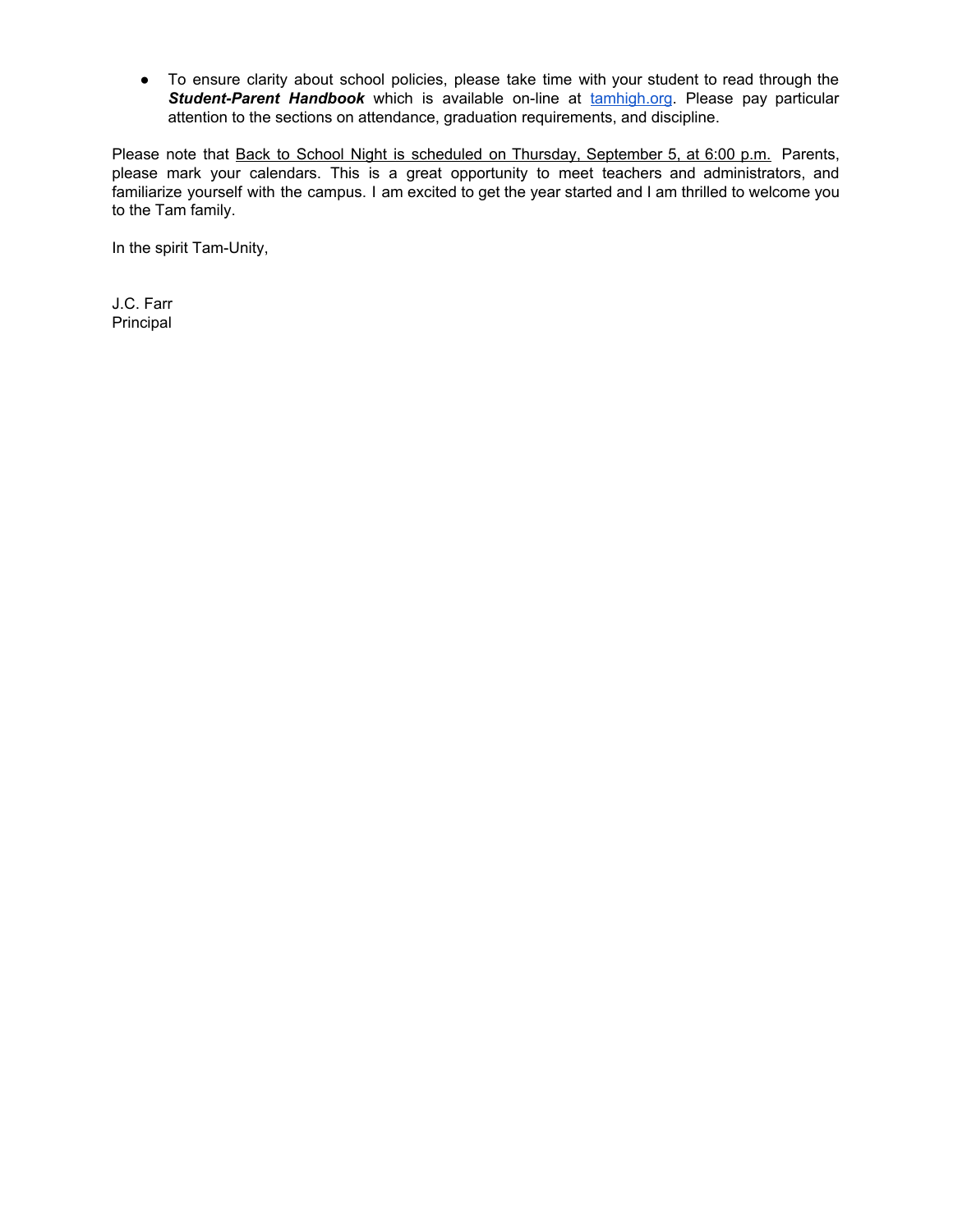- To ensure clarity about school policies, please take time with your student to read through the ***Student-Parent Handbook*** which is available on-line at [tamhigh.org](tamhigh.org). Please pay particular attention to the sections on attendance, graduation requirements, and discipline.

Please note that <u>Back to School Night is scheduled on Thursday, September 5, at 6:00 p.m.</u> Parents, please mark your calendars. This is a great opportunity to meet teachers and administrators, and familiarize yourself with the campus. I am excited to get the year started and I am thrilled to welcome you to the Tam family.

In the spirit Tam-Unity,

J.C. Farr
Principal